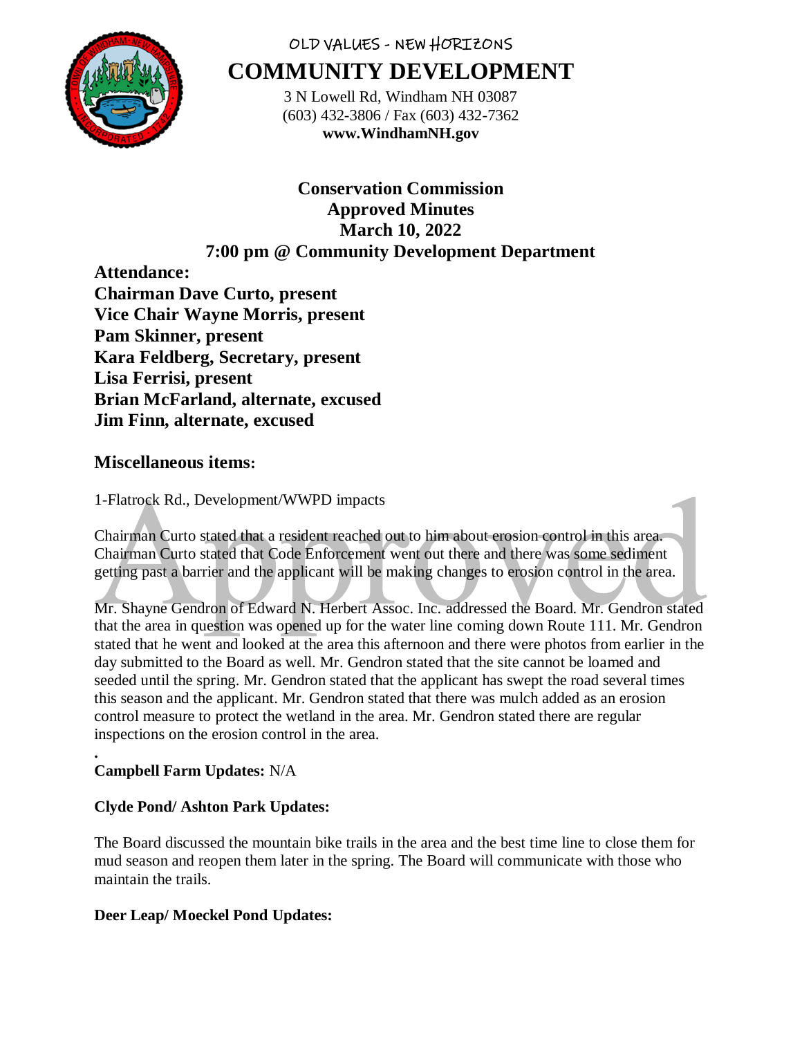OLD VALUES - NEW HORIZONS

# COMMUNITY DEVELOPMENT

3 N Lowell Rd, Windham NH 03087
(603) 432-3806 / Fax (603) 432-7362
**www.WindhamNH.gov**

## Conservation Commission
## Approved Minutes
## March 10, 2022
## 7:00 pm @ Community Development Department

**Attendance:**
**Chairman Dave Curto, present**
**Vice Chair Wayne Morris, present**
**Pam Skinner, present**
**Kara Feldberg, Secretary, present**
**Lisa Ferrisi, present**
**Brian McFarland, alternate, excused**
**Jim Finn, alternate, excused**

### Miscellaneous items:

1-Flatrock Rd., Development/WWPD impacts

Chairman Curto stated that a resident reached out to him about erosion control in this area. Chairman Curto stated that Code Enforcement went out there and there was some sediment getting past a barrier and the applicant will be making changes to erosion control in the area.

Mr. Shayne Gendron of Edward N. Herbert Assoc. Inc. addressed the Board. Mr. Gendron stated that the area in question was opened up for the water line coming down Route 111. Mr. Gendron stated that he went and looked at the area this afternoon and there were photos from earlier in the day submitted to the Board as well. Mr. Gendron stated that the site cannot be loamed and seeded until the spring. Mr. Gendron stated that the applicant has swept the road several times this season and the applicant. Mr. Gendron stated that there was mulch added as an erosion control measure to protect the wetland in the area. Mr. Gendron stated there are regular inspections on the erosion control in the area.

.

**Campbell Farm Updates:** N/A

**Clyde Pond/ Ashton Park Updates:**

The Board discussed the mountain bike trails in the area and the best time line to close them for mud season and reopen them later in the spring. The Board will communicate with those who maintain the trails.

**Deer Leap/ Moeckel Pond Updates:**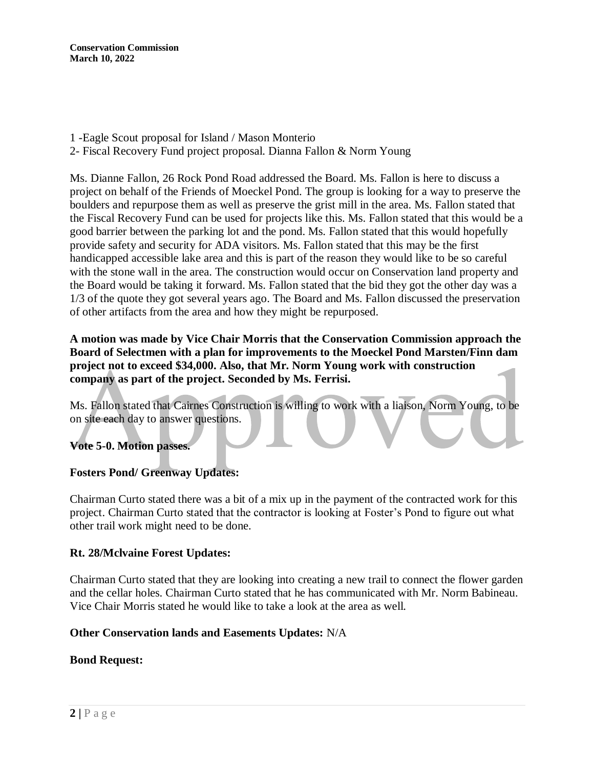1 -Eagle Scout proposal for Island / Mason Monterio
2- Fiscal Recovery Fund project proposal. Dianna Fallon & Norm Young

Ms. Dianne Fallon, 26 Rock Pond Road addressed the Board. Ms. Fallon is here to discuss a project on behalf of the Friends of Moeckel Pond. The group is looking for a way to preserve the boulders and repurpose them as well as preserve the grist mill in the area. Ms. Fallon stated that the Fiscal Recovery Fund can be used for projects like this. Ms. Fallon stated that this would be a good barrier between the parking lot and the pond. Ms. Fallon stated that this would hopefully provide safety and security for ADA visitors. Ms. Fallon stated that this may be the first handicapped accessible lake area and this is part of the reason they would like to be so careful with the stone wall in the area. The construction would occur on Conservation land property and the Board would be taking it forward. Ms. Fallon stated that the bid they got the other day was a 1/3 of the quote they got several years ago. The Board and Ms. Fallon discussed the preservation of other artifacts from the area and how they might be repurposed.

**A motion was made by Vice Chair Morris that the Conservation Commission approach the Board of Selectmen with a plan for improvements to the Moeckel Pond Marsten/Finn dam project not to exceed $34,000. Also, that Mr. Norm Young work with construction company as part of the project. Seconded by Ms. Ferrisi.**

Ms. Fallon stated that Cairnes Construction is willing to work with a liaison, Norm Young, to be on site each day to answer questions.

**Vote 5-0. Motion passes.**

**Fosters Pond/ Greenway Updates:**

Chairman Curto stated there was a bit of a mix up in the payment of the contracted work for this project. Chairman Curto stated that the contractor is looking at Foster's Pond to figure out what other trail work might need to be done.

**Rt. 28/Mclvaine Forest Updates:**

Chairman Curto stated that they are looking into creating a new trail to connect the flower garden and the cellar holes. Chairman Curto stated that he has communicated with Mr. Norm Babineau. Vice Chair Morris stated he would like to take a look at the area as well.

**Other Conservation lands and Easements Updates:** N/A

**Bond Request:**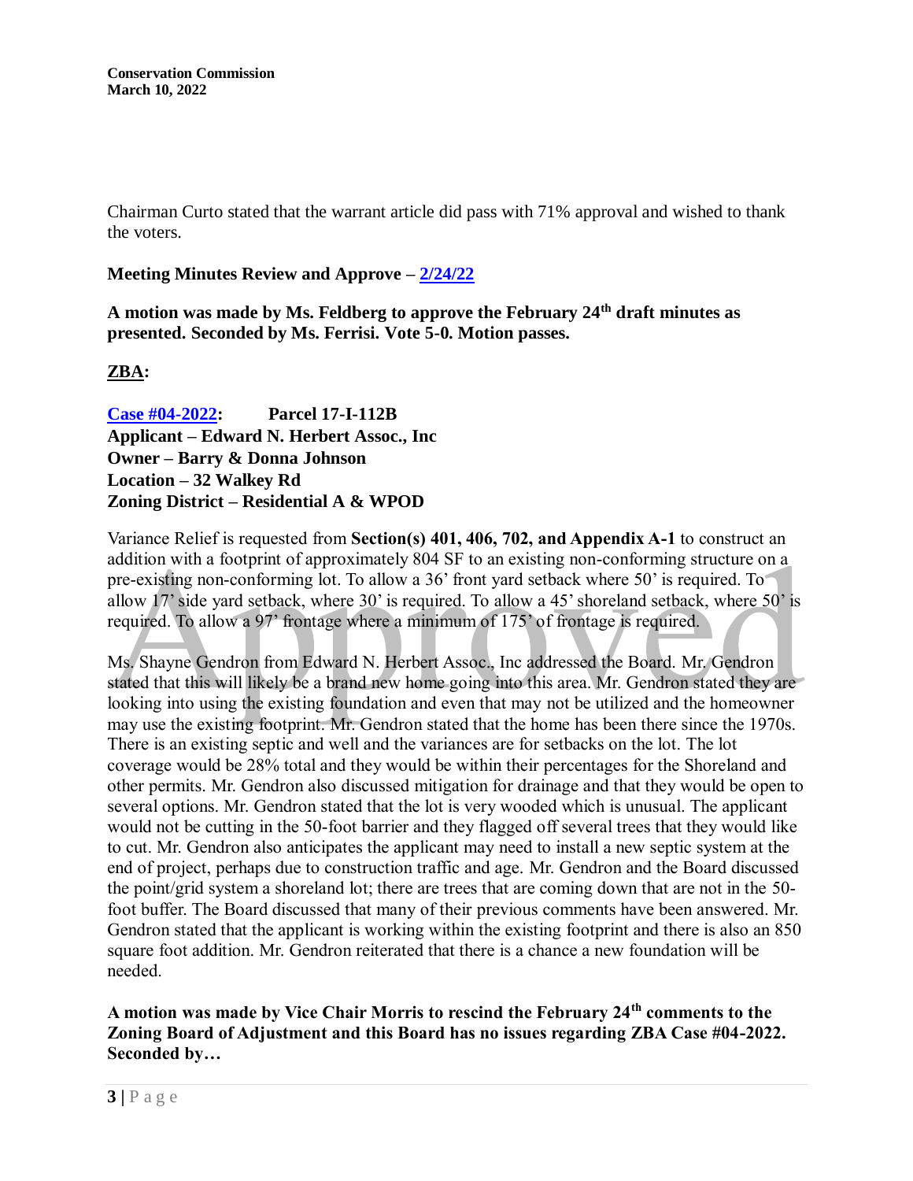Chairman Curto stated that the warrant article did pass with 71% approval and wished to thank the voters.

**Meeting Minutes Review and Approve – 2/24/22**

**A motion was made by Ms. Feldberg to approve the February 24th draft minutes as presented. Seconded by Ms. Ferrisi. Vote 5-0. Motion passes.**

**ZBA:**

**Case #04-2022: Parcel 17-I-112B**
**Applicant – Edward N. Herbert Assoc., Inc**
**Owner – Barry & Donna Johnson**
**Location – 32 Walkey Rd**
**Zoning District – Residential A & WPOD**

Variance Relief is requested from **Section(s) 401, 406, 702, and Appendix A-1** to construct an addition with a footprint of approximately 804 SF to an existing non-conforming structure on a pre-existing non-conforming lot. To allow a 36' front yard setback where 50' is required. To allow 17' side yard setback, where 30' is required. To allow a 45' shoreland setback, where 50' is required. To allow a 97' frontage where a minimum of 175' of frontage is required.

Ms. Shayne Gendron from Edward N. Herbert Assoc., Inc addressed the Board. Mr. Gendron stated that this will likely be a brand new home going into this area. Mr. Gendron stated they are looking into using the existing foundation and even that may not be utilized and the homeowner may use the existing footprint. Mr. Gendron stated that the home has been there since the 1970s. There is an existing septic and well and the variances are for setbacks on the lot. The lot coverage would be 28% total and they would be within their percentages for the Shoreland and other permits. Mr. Gendron also discussed mitigation for drainage and that they would be open to several options. Mr. Gendron stated that the lot is very wooded which is unusual. The applicant would not be cutting in the 50-foot barrier and they flagged off several trees that they would like to cut. Mr. Gendron also anticipates the applicant may need to install a new septic system at the end of project, perhaps due to construction traffic and age. Mr. Gendron and the Board discussed the point/grid system a shoreland lot; there are trees that are coming down that are not in the 50-foot buffer. The Board discussed that many of their previous comments have been answered. Mr. Gendron stated that the applicant is working within the existing footprint and there is also an 850 square foot addition. Mr. Gendron reiterated that there is a chance a new foundation will be needed.

**A motion was made by Vice Chair Morris to rescind the February 24th comments to the Zoning Board of Adjustment and this Board has no issues regarding ZBA Case #04-2022. Seconded by…**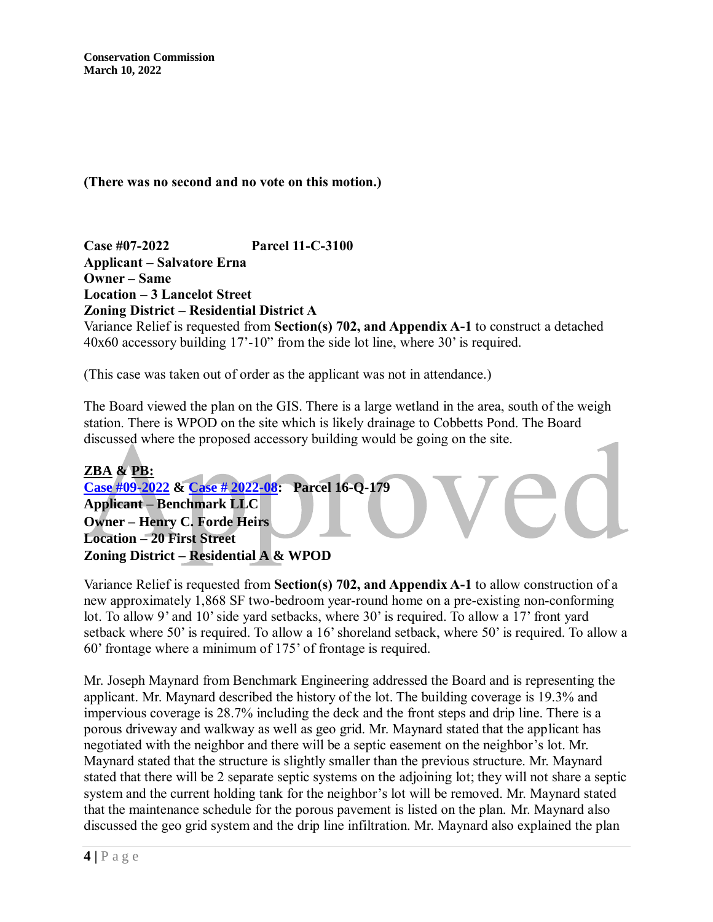(There was no second and no vote on this motion.)

**Case #07-2022 Parcel 11-C-3100**
**Applicant – Salvatore Erna**
**Owner – Same**
**Location – 3 Lancelot Street**
**Zoning District – Residential District A**

Variance Relief is requested from **Section(s) 702, and Appendix A-1** to construct a detached 40x60 accessory building 17'-10" from the side lot line, where 30' is required.

(This case was taken out of order as the applicant was not in attendance.)

The Board viewed the plan on the GIS. There is a large wetland in the area, south of the weigh station. There is WPOD on the site which is likely drainage to Cobbetts Pond. The Board discussed where the proposed accessory building would be going on the site.

**ZBA & PB:**
**Case #09-2022 & Case # 2022-08: Parcel 16-Q-179**
**Applicant – Benchmark LLC**
**Owner – Henry C. Forde Heirs**
**Location – 20 First Street**
**Zoning District – Residential A & WPOD**

Variance Relief is requested from **Section(s) 702, and Appendix A-1** to allow construction of a new approximately 1,868 SF two-bedroom year-round home on a pre-existing non-conforming lot. To allow 9' and 10' side yard setbacks, where 30' is required. To allow a 17' front yard setback where 50' is required. To allow a 16' shoreland setback, where 50' is required. To allow a 60' frontage where a minimum of 175' of frontage is required.

Mr. Joseph Maynard from Benchmark Engineering addressed the Board and is representing the applicant. Mr. Maynard described the history of the lot. The building coverage is 19.3% and impervious coverage is 28.7% including the deck and the front steps and drip line. There is a porous driveway and walkway as well as geo grid. Mr. Maynard stated that the applicant has negotiated with the neighbor and there will be a septic easement on the neighbor's lot. Mr. Maynard stated that the structure is slightly smaller than the previous structure. Mr. Maynard stated that there will be 2 separate septic systems on the adjoining lot; they will not share a septic system and the current holding tank for the neighbor's lot will be removed. Mr. Maynard stated that the maintenance schedule for the porous pavement is listed on the plan. Mr. Maynard also discussed the geo grid system and the drip line infiltration. Mr. Maynard also explained the plan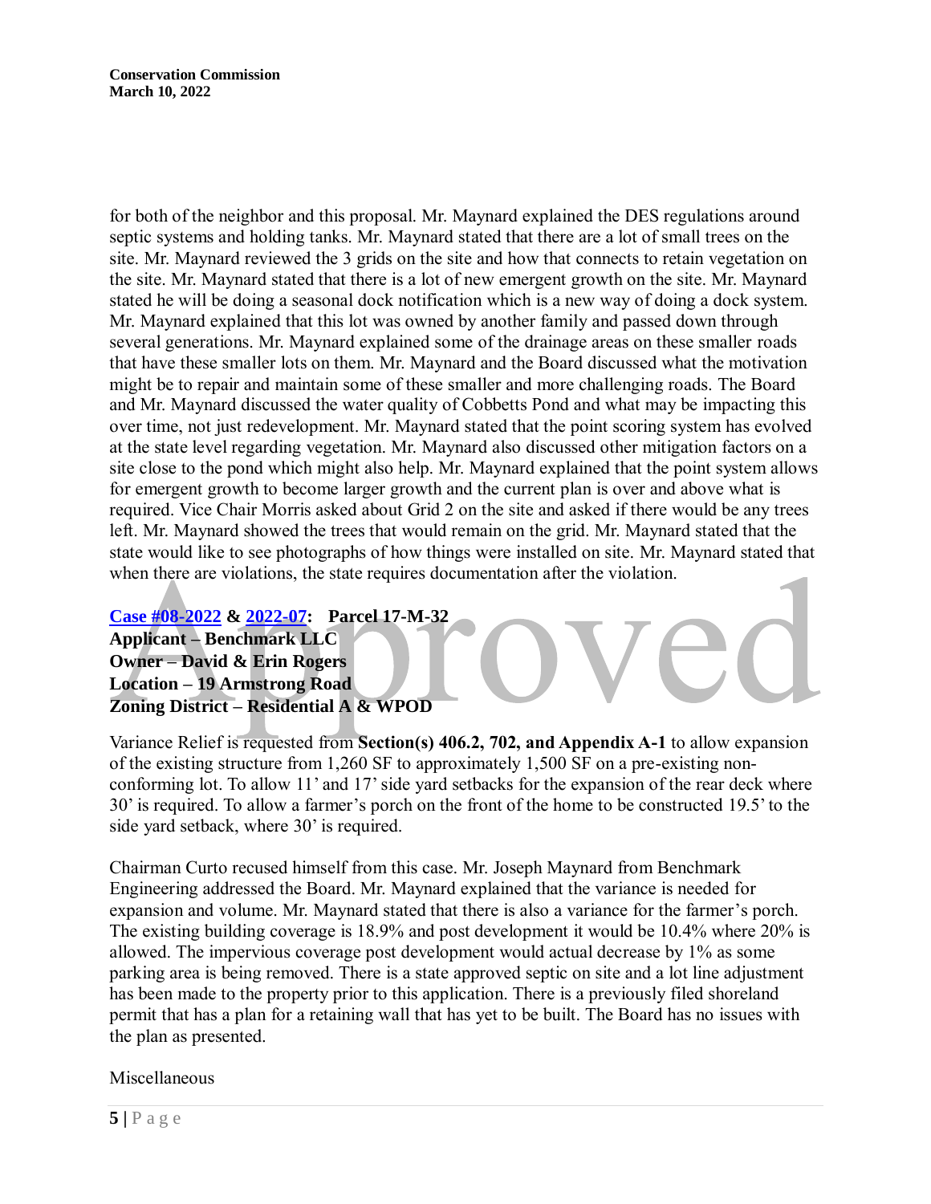for both of the neighbor and this proposal. Mr. Maynard explained the DES regulations around septic systems and holding tanks. Mr. Maynard stated that there are a lot of small trees on the site. Mr. Maynard reviewed the 3 grids on the site and how that connects to retain vegetation on the site. Mr. Maynard stated that there is a lot of new emergent growth on the site. Mr. Maynard stated he will be doing a seasonal dock notification which is a new way of doing a dock system. Mr. Maynard explained that this lot was owned by another family and passed down through several generations. Mr. Maynard explained some of the drainage areas on these smaller roads that have these smaller lots on them. Mr. Maynard and the Board discussed what the motivation might be to repair and maintain some of these smaller and more challenging roads. The Board and Mr. Maynard discussed the water quality of Cobbetts Pond and what may be impacting this over time, not just redevelopment. Mr. Maynard stated that the point scoring system has evolved at the state level regarding vegetation. Mr. Maynard also discussed other mitigation factors on a site close to the pond which might also help. Mr. Maynard explained that the point system allows for emergent growth to become larger growth and the current plan is over and above what is required. Vice Chair Morris asked about Grid 2 on the site and asked if there would be any trees left. Mr. Maynard showed the trees that would remain on the grid. Mr. Maynard stated that the state would like to see photographs of how things were installed on site. Mr. Maynard stated that when there are violations, the state requires documentation after the violation.

**Case #08-2022 & 2022-07: Parcel 17-M-32**
**Applicant – Benchmark LLC**
**Owner – David & Erin Rogers**
**Location – 19 Armstrong Road**
**Zoning District – Residential A & WPOD**

Variance Relief is requested from **Section(s) 406.2, 702, and Appendix A-1** to allow expansion of the existing structure from 1,260 SF to approximately 1,500 SF on a pre-existing non-conforming lot. To allow 11' and 17' side yard setbacks for the expansion of the rear deck where 30' is required. To allow a farmer's porch on the front of the home to be constructed 19.5' to the side yard setback, where 30' is required.

Chairman Curto recused himself from this case. Mr. Joseph Maynard from Benchmark Engineering addressed the Board. Mr. Maynard explained that the variance is needed for expansion and volume. Mr. Maynard stated that there is also a variance for the farmer's porch. The existing building coverage is 18.9% and post development it would be 10.4% where 20% is allowed. The impervious coverage post development would actual decrease by 1% as some parking area is being removed. There is a state approved septic on site and a lot line adjustment has been made to the property prior to this application. There is a previously filed shoreland permit that has a plan for a retaining wall that has yet to be built. The Board has no issues with the plan as presented.

Miscellaneous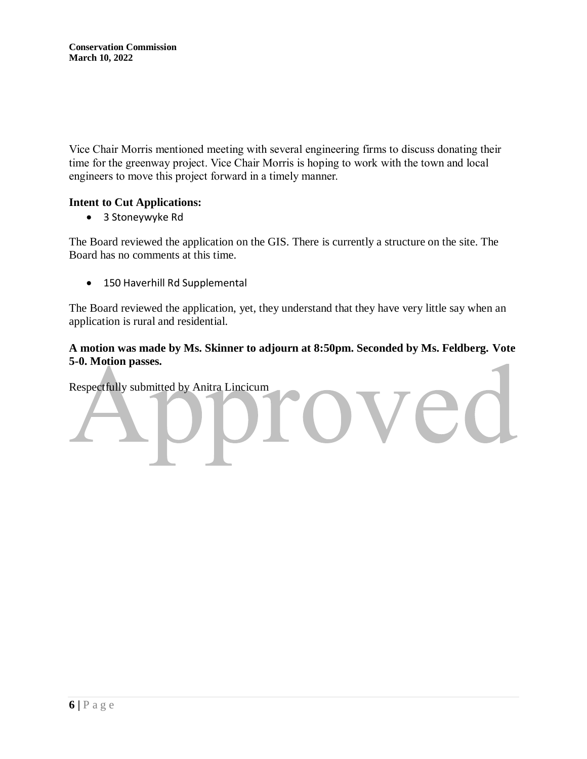Vice Chair Morris mentioned meeting with several engineering firms to discuss donating their time for the greenway project. Vice Chair Morris is hoping to work with the town and local engineers to move this project forward in a timely manner.

### Intent to Cut Applications:

- 3 Stoneywyke Rd

The Board reviewed the application on the GIS. There is currently a structure on the site. The Board has no comments at this time.

- 150 Haverhill Rd Supplemental

The Board reviewed the application, yet, they understand that they have very little say when an application is rural and residential.

**A motion was made by Ms. Skinner to adjourn at 8:50pm. Seconded by Ms. Feldberg. Vote 5-0. Motion passes.**

Respectfully submitted by Anitra Lincicum

Approved